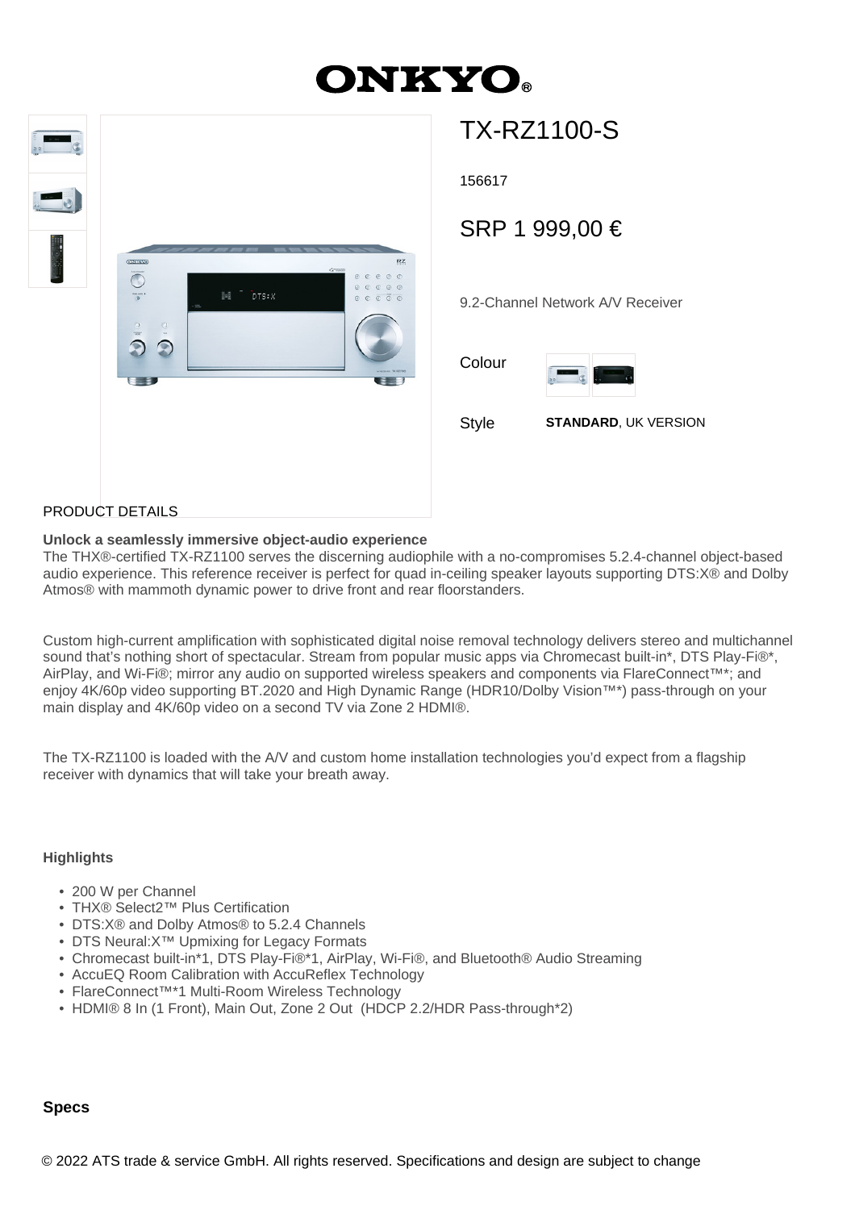# TX-RZ1100-S

156617

SRP 1 999,00 €

9.2-Channel Network A/V Receiver

Colour

Style **STANDARD**, UK VERSION

## PRODUCT DETAILS

**Unlock a seamlessly immersive object-audio experience**
The THX®-certified TX-RZ1100 serves the discerning audiophile with a no-compromises 5.2.4-channel object-based audio experience. This reference receiver is perfect for quad in-ceiling speaker layouts supporting DTS:X® and Dolby Atmos® with mammoth dynamic power to drive front and rear floorstanders.

Custom high-current amplification with sophisticated digital noise removal technology delivers stereo and multichannel sound that's nothing short of spectacular. Stream from popular music apps via Chromecast built-in*, DTS Play-Fi®*, AirPlay, and Wi-Fi®; mirror any audio on supported wireless speakers and components via FlareConnect™*; and enjoy 4K/60p video supporting BT.2020 and High Dynamic Range (HDR10/Dolby Vision™*) pass-through on your main display and 4K/60p video on a second TV via Zone 2 HDMI®.

The TX-RZ1100 is loaded with the A/V and custom home installation technologies you'd expect from a flagship receiver with dynamics that will take your breath away.

**Highlights**

- 200 W per Channel
- THX® Select2™ Plus Certification
- DTS:X® and Dolby Atmos® to 5.2.4 Channels
- DTS Neural:X™ Upmixing for Legacy Formats
- Chromecast built-in*1, DTS Play-Fi®*1, AirPlay, Wi-Fi®, and Bluetooth® Audio Streaming
- AccuEQ Room Calibration with AccuReflex Technology
- FlareConnect™*1 Multi-Room Wireless Technology
- HDMI® 8 In (1 Front), Main Out, Zone 2 Out (HDCP 2.2/HDR Pass-through*2)

**Specs**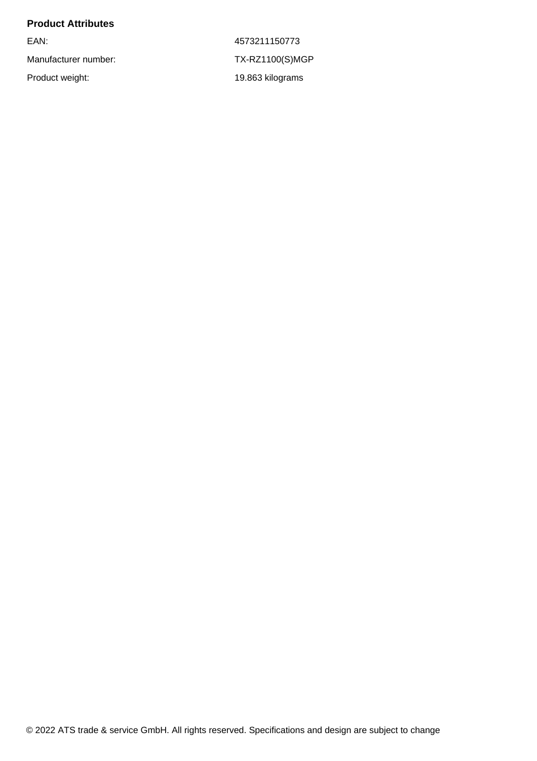**Product Attributes**

| | |
|---|---|
| EAN: | 4573211150773 |
| Manufacturer number: | TX-RZ1100(S)MGP |
| Product weight: | 19.863 kilograms |

© 2022 ATS trade & service GmbH. All rights reserved. Specifications and design are subject to change